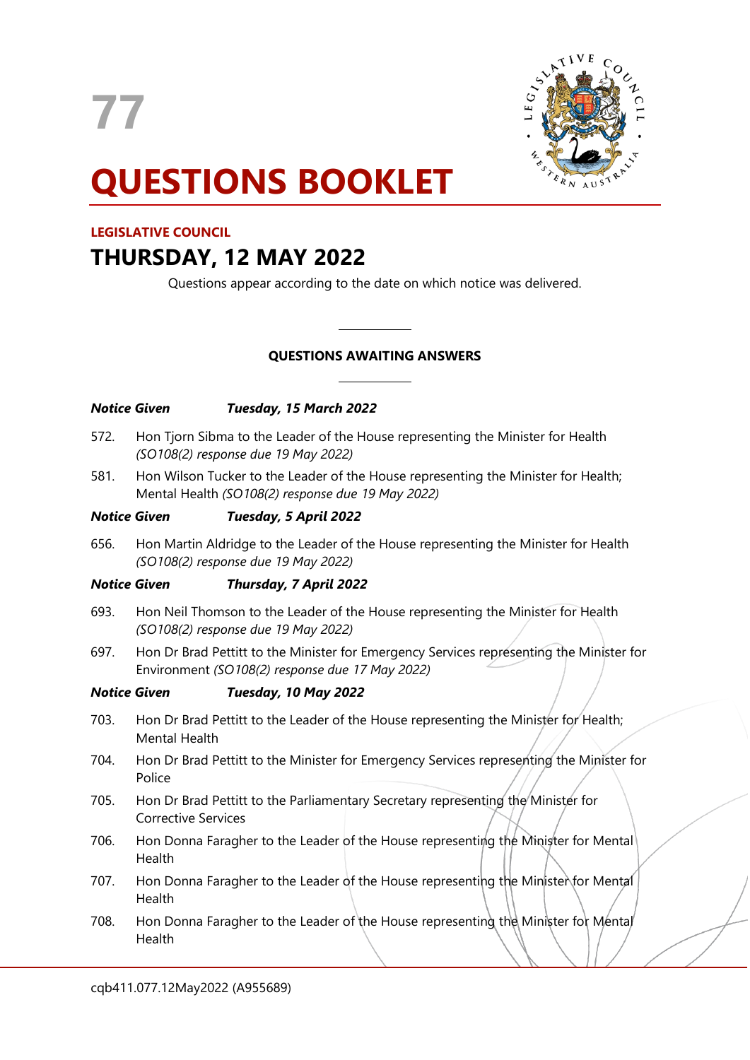77

# QUESTIONS BOOKLET

**LEGISLATIVE COUNCIL**

## THURSDAY, 12 MAY 2022

Questions appear according to the date on which notice was delivered.

---

**QUESTIONS AWAITING ANSWERS**

---

***Notice Given Tuesday, 15 March 2022***

572. Hon Tjorn Sibma to the Leader of the House representing the Minister for Health *(SO108(2) response due 19 May 2022)*

581. Hon Wilson Tucker to the Leader of the House representing the Minister for Health; Mental Health *(SO108(2) response due 19 May 2022)*

***Notice Given Tuesday, 5 April 2022***

656. Hon Martin Aldridge to the Leader of the House representing the Minister for Health *(SO108(2) response due 19 May 2022)*

***Notice Given Thursday, 7 April 2022***

693. Hon Neil Thomson to the Leader of the House representing the Minister for Health *(SO108(2) response due 19 May 2022)*

697. Hon Dr Brad Pettitt to the Minister for Emergency Services representing the Minister for Environment *(SO108(2) response due 17 May 2022)*

***Notice Given Tuesday, 10 May 2022***

703. Hon Dr Brad Pettitt to the Leader of the House representing the Minister for Health; Mental Health

704. Hon Dr Brad Pettitt to the Minister for Emergency Services representing the Minister for Police

705. Hon Dr Brad Pettitt to the Parliamentary Secretary representing the Minister for Corrective Services

706. Hon Donna Faragher to the Leader of the House representing the Minister for Mental Health

707. Hon Donna Faragher to the Leader of the House representing the Minister for Mental Health

708. Hon Donna Faragher to the Leader of the House representing the Minister for Mental Health

cqb411.077.12May2022 (A955689)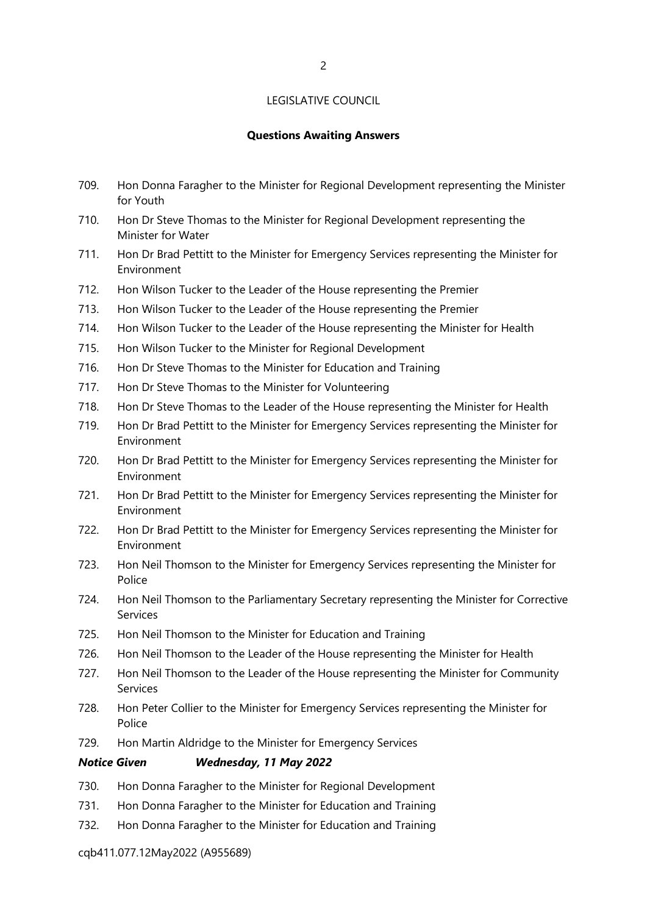LEGISLATIVE COUNCIL

**Questions Awaiting Answers**

709. Hon Donna Faragher to the Minister for Regional Development representing the Minister for Youth
710. Hon Dr Steve Thomas to the Minister for Regional Development representing the Minister for Water
711. Hon Dr Brad Pettitt to the Minister for Emergency Services representing the Minister for Environment
712. Hon Wilson Tucker to the Leader of the House representing the Premier
713. Hon Wilson Tucker to the Leader of the House representing the Premier
714. Hon Wilson Tucker to the Leader of the House representing the Minister for Health
715. Hon Wilson Tucker to the Minister for Regional Development
716. Hon Dr Steve Thomas to the Minister for Education and Training
717. Hon Dr Steve Thomas to the Minister for Volunteering
718. Hon Dr Steve Thomas to the Leader of the House representing the Minister for Health
719. Hon Dr Brad Pettitt to the Minister for Emergency Services representing the Minister for Environment
720. Hon Dr Brad Pettitt to the Minister for Emergency Services representing the Minister for Environment
721. Hon Dr Brad Pettitt to the Minister for Emergency Services representing the Minister for Environment
722. Hon Dr Brad Pettitt to the Minister for Emergency Services representing the Minister for Environment
723. Hon Neil Thomson to the Minister for Emergency Services representing the Minister for Police
724. Hon Neil Thomson to the Parliamentary Secretary representing the Minister for Corrective Services
725. Hon Neil Thomson to the Minister for Education and Training
726. Hon Neil Thomson to the Leader of the House representing the Minister for Health
727. Hon Neil Thomson to the Leader of the House representing the Minister for Community Services
728. Hon Peter Collier to the Minister for Emergency Services representing the Minister for Police
729. Hon Martin Aldridge to the Minister for Emergency Services

***Notice Given Wednesday, 11 May 2022***

730. Hon Donna Faragher to the Minister for Regional Development
731. Hon Donna Faragher to the Minister for Education and Training
732. Hon Donna Faragher to the Minister for Education and Training

cqb411.077.12May2022 (A955689)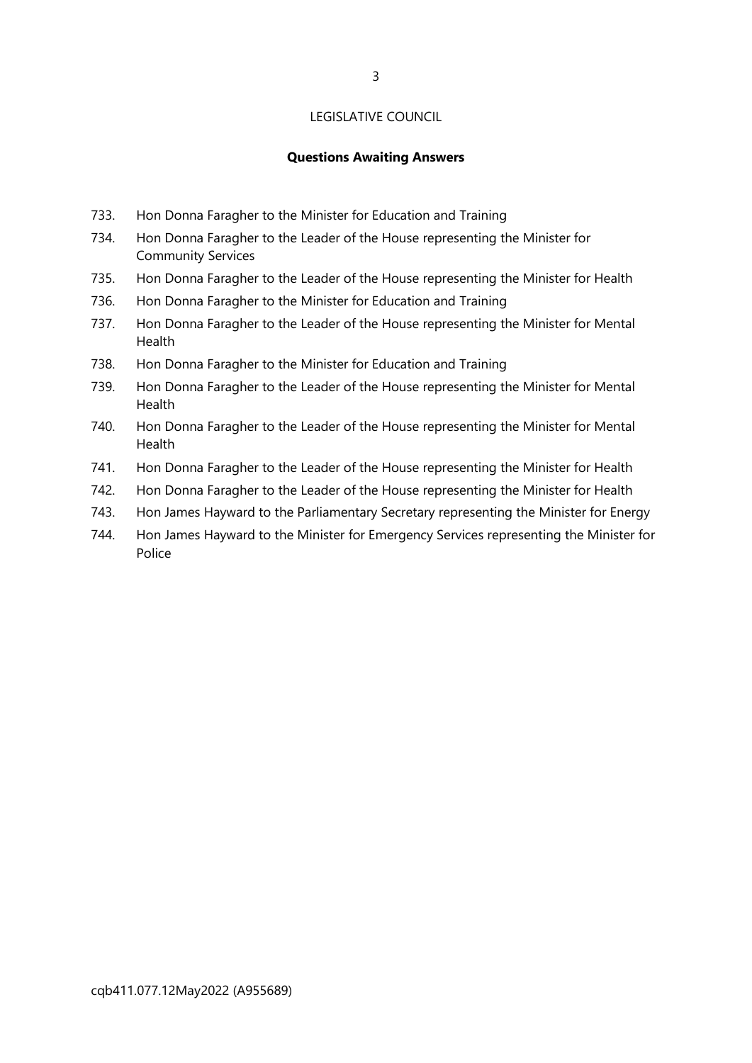LEGISLATIVE COUNCIL

**Questions Awaiting Answers**

733. Hon Donna Faragher to the Minister for Education and Training
734. Hon Donna Faragher to the Leader of the House representing the Minister for Community Services
735. Hon Donna Faragher to the Leader of the House representing the Minister for Health
736. Hon Donna Faragher to the Minister for Education and Training
737. Hon Donna Faragher to the Leader of the House representing the Minister for Mental Health
738. Hon Donna Faragher to the Minister for Education and Training
739. Hon Donna Faragher to the Leader of the House representing the Minister for Mental Health
740. Hon Donna Faragher to the Leader of the House representing the Minister for Mental Health
741. Hon Donna Faragher to the Leader of the House representing the Minister for Health
742. Hon Donna Faragher to the Leader of the House representing the Minister for Health
743. Hon James Hayward to the Parliamentary Secretary representing the Minister for Energy
744. Hon James Hayward to the Minister for Emergency Services representing the Minister for Police

cqb411.077.12May2022 (A955689)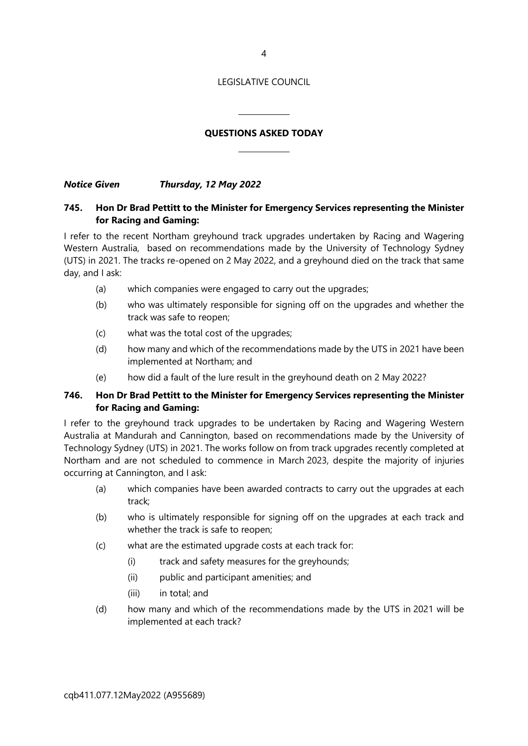LEGISLATIVE COUNCIL

## QUESTIONS ASKED TODAY

***Notice Given Thursday, 12 May 2022***

### 745. Hon Dr Brad Pettitt to the Minister for Emergency Services representing the Minister for Racing and Gaming:

I refer to the recent Northam greyhound track upgrades undertaken by Racing and Wagering Western Australia, based on recommendations made by the University of Technology Sydney (UTS) in 2021. The tracks re-opened on 2 May 2022, and a greyhound died on the track that same day, and I ask:

- (a) which companies were engaged to carry out the upgrades;
- (b) who was ultimately responsible for signing off on the upgrades and whether the track was safe to reopen;
- (c) what was the total cost of the upgrades;
- (d) how many and which of the recommendations made by the UTS in 2021 have been implemented at Northam; and
- (e) how did a fault of the lure result in the greyhound death on 2 May 2022?

### 746. Hon Dr Brad Pettitt to the Minister for Emergency Services representing the Minister for Racing and Gaming:

I refer to the greyhound track upgrades to be undertaken by Racing and Wagering Western Australia at Mandurah and Cannington, based on recommendations made by the University of Technology Sydney (UTS) in 2021. The works follow on from track upgrades recently completed at Northam and are not scheduled to commence in March 2023, despite the majority of injuries occurring at Cannington, and I ask:

- (a) which companies have been awarded contracts to carry out the upgrades at each track;
- (b) who is ultimately responsible for signing off on the upgrades at each track and whether the track is safe to reopen;
- (c) what are the estimated upgrade costs at each track for:
  - (i) track and safety measures for the greyhounds;
  - (ii) public and participant amenities; and
  - (iii) in total; and
- (d) how many and which of the recommendations made by the UTS in 2021 will be implemented at each track?

cqb411.077.12May2022 (A955689)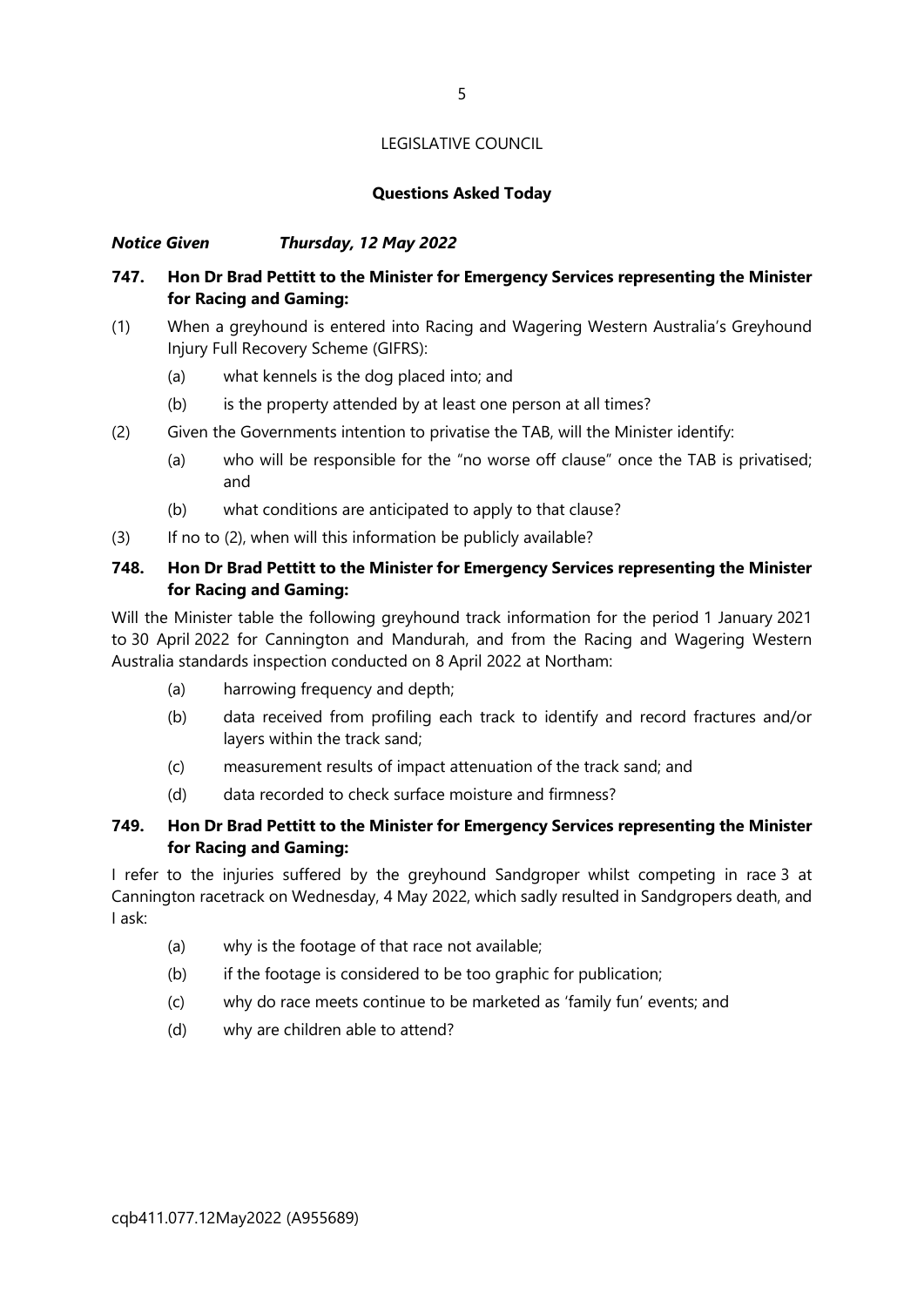LEGISLATIVE COUNCIL

**Questions Asked Today**

***Notice Given Thursday, 12 May 2022***

**747. Hon Dr Brad Pettitt to the Minister for Emergency Services representing the Minister for Racing and Gaming:**

(1) When a greyhound is entered into Racing and Wagering Western Australia's Greyhound Injury Full Recovery Scheme (GIFRS):

- (a) what kennels is the dog placed into; and
- (b) is the property attended by at least one person at all times?

(2) Given the Governments intention to privatise the TAB, will the Minister identify:

- (a) who will be responsible for the "no worse off clause" once the TAB is privatised; and
- (b) what conditions are anticipated to apply to that clause?

(3) If no to (2), when will this information be publicly available?

**748. Hon Dr Brad Pettitt to the Minister for Emergency Services representing the Minister for Racing and Gaming:**

Will the Minister table the following greyhound track information for the period 1 January 2021 to 30 April 2022 for Cannington and Mandurah, and from the Racing and Wagering Western Australia standards inspection conducted on 8 April 2022 at Northam:

- (a) harrowing frequency and depth;
- (b) data received from profiling each track to identify and record fractures and/or layers within the track sand;
- (c) measurement results of impact attenuation of the track sand; and
- (d) data recorded to check surface moisture and firmness?

**749. Hon Dr Brad Pettitt to the Minister for Emergency Services representing the Minister for Racing and Gaming:**

I refer to the injuries suffered by the greyhound Sandgroper whilst competing in race 3 at Cannington racetrack on Wednesday, 4 May 2022, which sadly resulted in Sandgropers death, and I ask:

- (a) why is the footage of that race not available;
- (b) if the footage is considered to be too graphic for publication;
- (c) why do race meets continue to be marketed as 'family fun' events; and
- (d) why are children able to attend?

cqb411.077.12May2022 (A955689)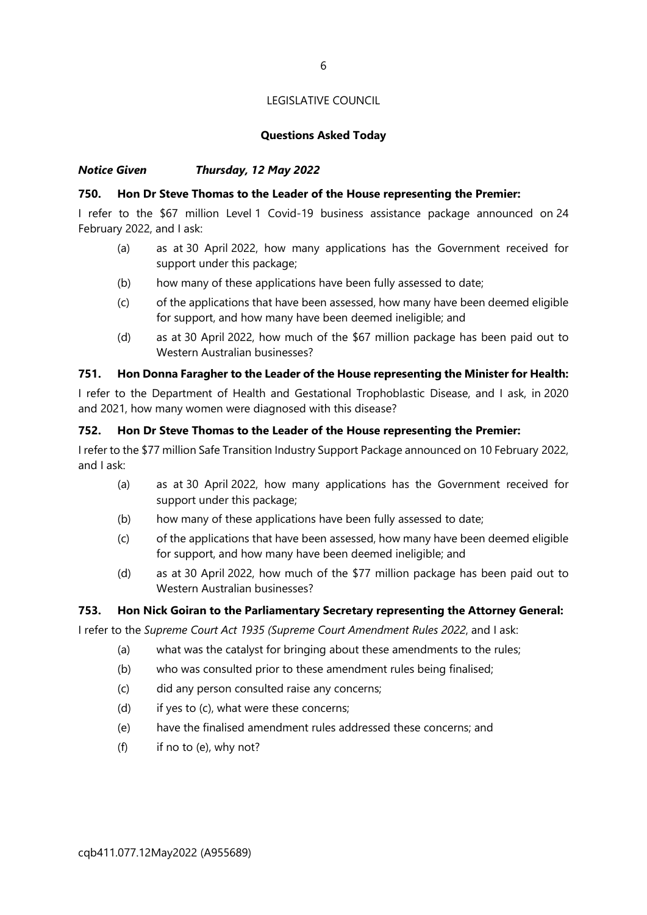LEGISLATIVE COUNCIL

**Questions Asked Today**

***Notice Given Thursday, 12 May 2022***

**750. Hon Dr Steve Thomas to the Leader of the House representing the Premier:**

I refer to the $67 million Level 1 Covid-19 business assistance package announced on 24 February 2022, and I ask:

(a) as at 30 April 2022, how many applications has the Government received for support under this package;

(b) how many of these applications have been fully assessed to date;

(c) of the applications that have been assessed, how many have been deemed eligible for support, and how many have been deemed ineligible; and

(d) as at 30 April 2022, how much of the $67 million package has been paid out to Western Australian businesses?

**751. Hon Donna Faragher to the Leader of the House representing the Minister for Health:**

I refer to the Department of Health and Gestational Trophoblastic Disease, and I ask, in 2020 and 2021, how many women were diagnosed with this disease?

**752. Hon Dr Steve Thomas to the Leader of the House representing the Premier:**

I refer to the $77 million Safe Transition Industry Support Package announced on 10 February 2022, and I ask:

(a) as at 30 April 2022, how many applications has the Government received for support under this package;

(b) how many of these applications have been fully assessed to date;

(c) of the applications that have been assessed, how many have been deemed eligible for support, and how many have been deemed ineligible; and

(d) as at 30 April 2022, how much of the $77 million package has been paid out to Western Australian businesses?

**753. Hon Nick Goiran to the Parliamentary Secretary representing the Attorney General:**

I refer to the *Supreme Court Act 1935 (Supreme Court Amendment Rules 2022*, and I ask:

(a) what was the catalyst for bringing about these amendments to the rules;

(b) who was consulted prior to these amendment rules being finalised;

(c) did any person consulted raise any concerns;

(d) if yes to (c), what were these concerns;

(e) have the finalised amendment rules addressed these concerns; and

(f) if no to (e), why not?

cqb411.077.12May2022 (A955689)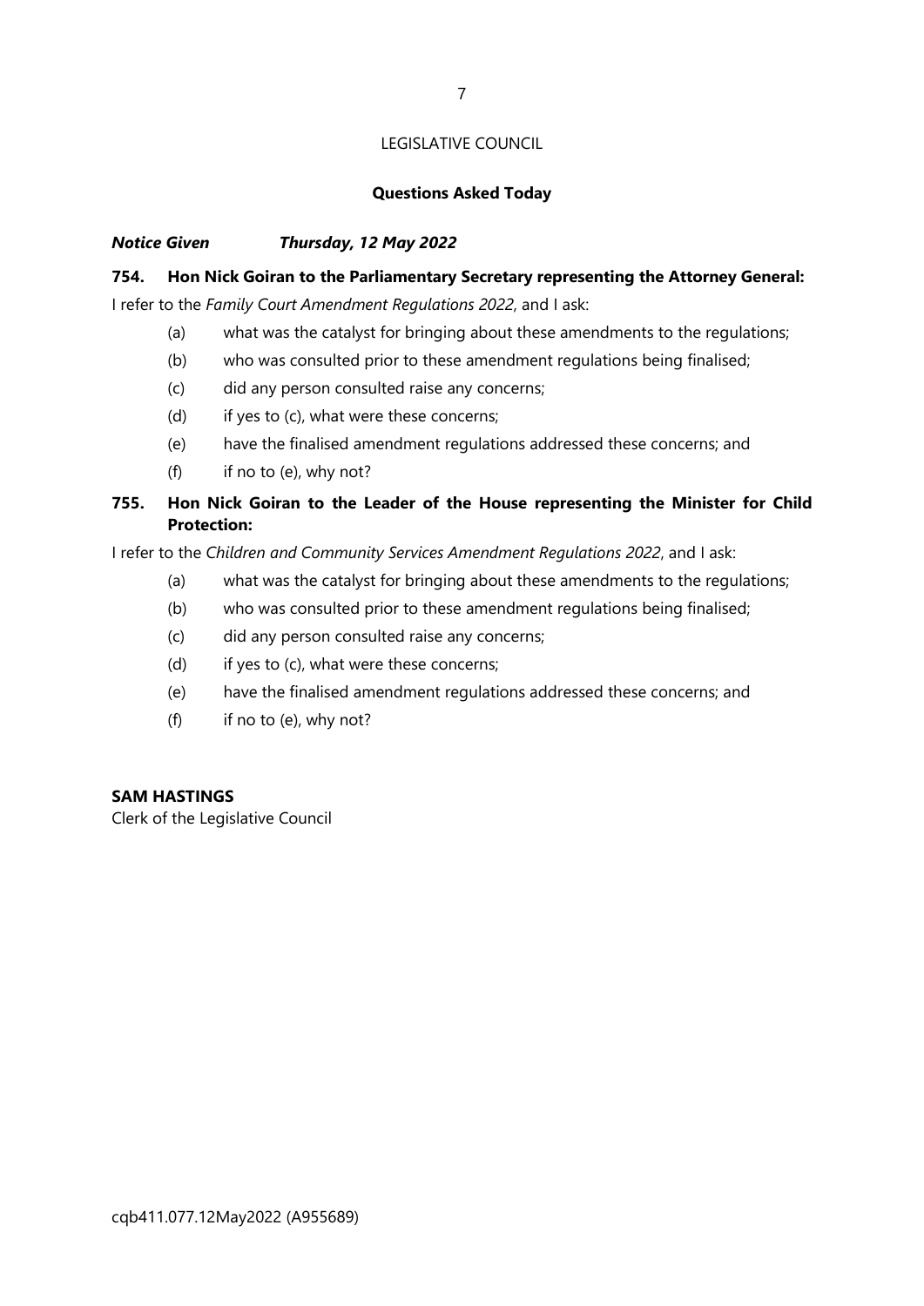LEGISLATIVE COUNCIL

## Questions Asked Today

***Notice Given Thursday, 12 May 2022***

**754. Hon Nick Goiran to the Parliamentary Secretary representing the Attorney General:**

I refer to the *Family Court Amendment Regulations 2022*, and I ask:

- (a) what was the catalyst for bringing about these amendments to the regulations;
- (b) who was consulted prior to these amendment regulations being finalised;
- (c) did any person consulted raise any concerns;
- (d) if yes to (c), what were these concerns;
- (e) have the finalised amendment regulations addressed these concerns; and
- (f) if no to (e), why not?

**755. Hon Nick Goiran to the Leader of the House representing the Minister for Child Protection:**

I refer to the *Children and Community Services Amendment Regulations 2022*, and I ask:

- (a) what was the catalyst for bringing about these amendments to the regulations;
- (b) who was consulted prior to these amendment regulations being finalised;
- (c) did any person consulted raise any concerns;
- (d) if yes to (c), what were these concerns;
- (e) have the finalised amendment regulations addressed these concerns; and
- (f) if no to (e), why not?

**SAM HASTINGS**
Clerk of the Legislative Council

cqb411.077.12May2022 (A955689)